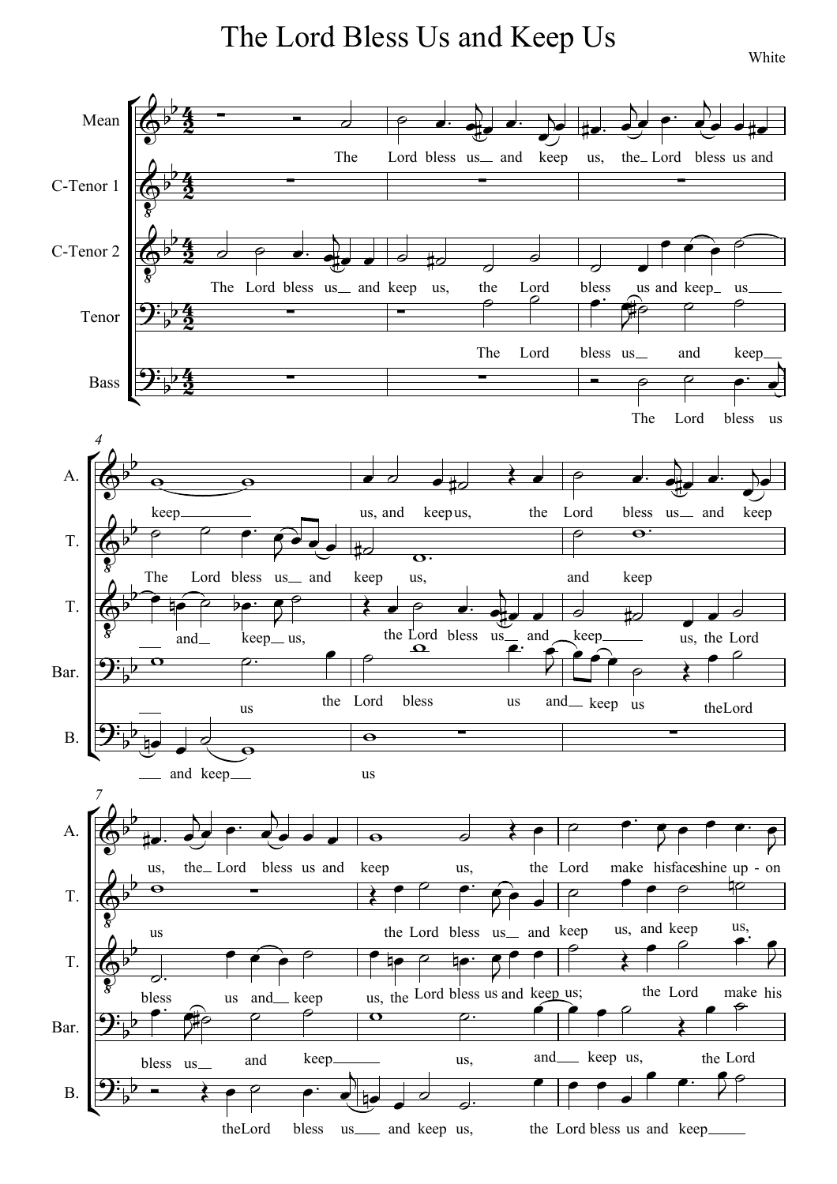# The Lord Bless Us and Keep Us

White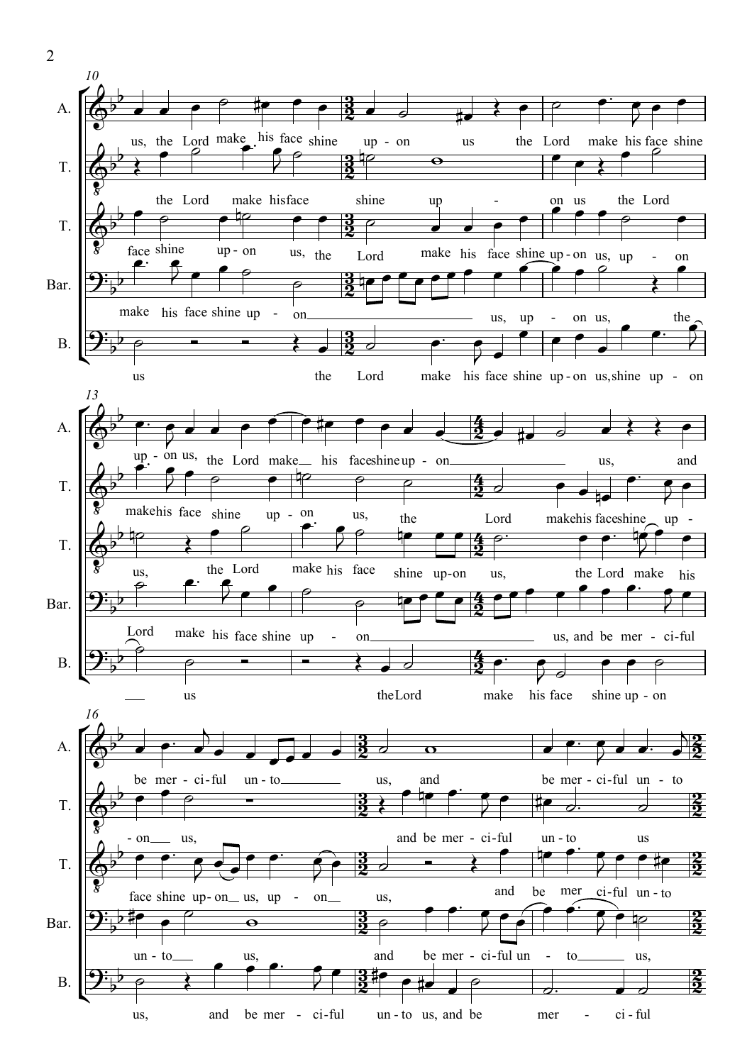**10**

A.: us, the Lord make his face shine up - on us the Lord make his face shine

T.: the Lord make his face shine up - on us the Lord

T.: face shine up - on us, the Lord make his face shine up - on us, up - on

Bar.: make his face shine up - on us, up - on us, the

B.: us the Lord make his face shine up - on us, shine up - on

**13**

A.: up - on us, the Lord make his face shine up - on us, and

T.: make his face shine up - on us, the Lord make his face shine up -

T.: us, the Lord make his face shine up - on us, the Lord make his

Bar.: Lord make his face shine up - on us, and be mer - ci - ful

B.: us the Lord make his face shine up - on

**16**

A.: be mer - ci - ful un - to us, and be mer - ci - ful un - to

T.: - on us, and be mer - ci - ful un - to us

T.: face shine up - on us, up - on us, and be mer ci - ful un - to

Bar.: un - to us, and be mer - ci - ful un - to us,

B.: us, and be mer - ci - ful un - to us, and be mer - ci - ful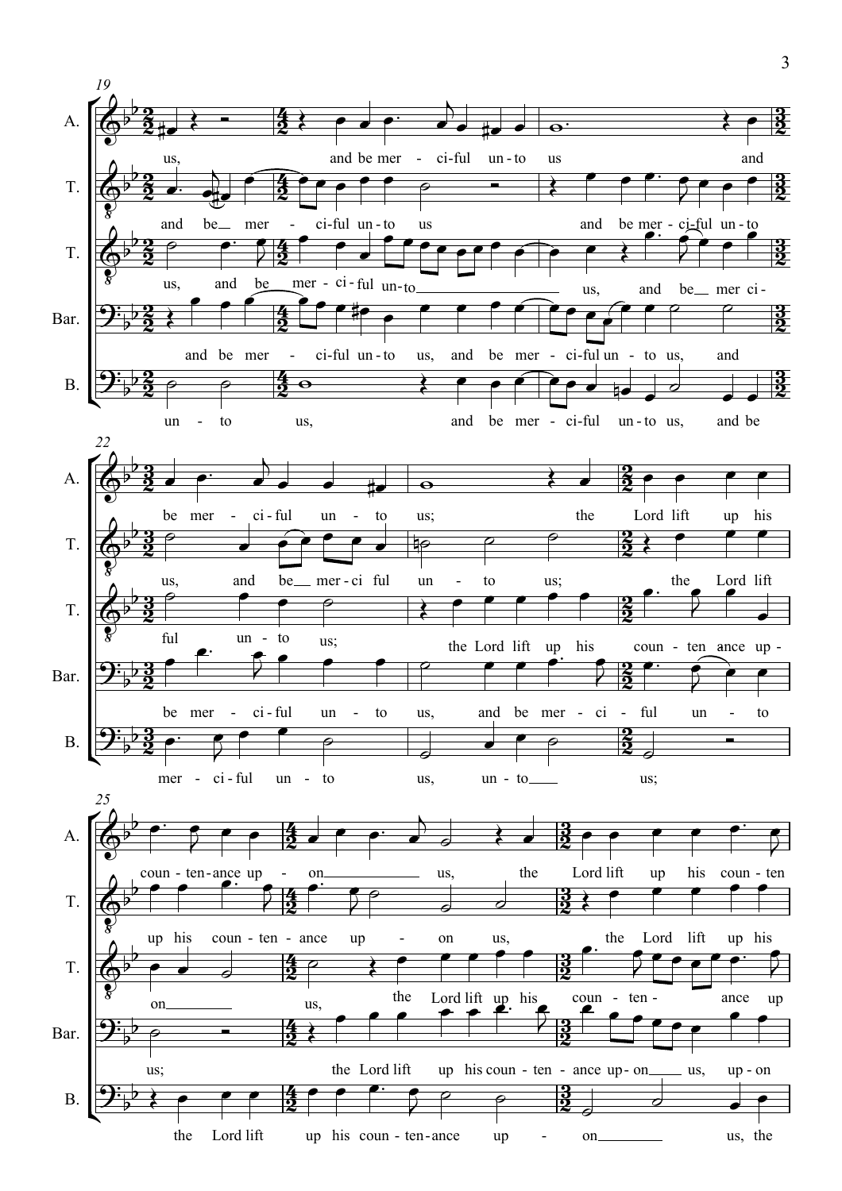**19**

A.: us, and be mer - ci-ful un-to us and

T.: and be__ mer - ci-ful un-to us and be mer-ci-ful un-to

T.: us, and be__ mer - ci - ful un-to__ us, and be__ mer ci-

Bar.: and be mer - ci-ful un-to us, and be mer - ci-ful un - to us, and

B.: un - to us, and be mer - ci-ful un-to us, and be

**22**

A.: be mer - ci-ful un - to us; the Lord lift up his

T.: us, and be__ mer-ci ful un - to us; the Lord lift

T.: ful un - to us; the Lord lift up his coun - ten ance up -

Bar.: be mer - ci-ful un - to us, and be mer - ci - ful un - to

B.: mer - ci-ful un - to us, un - to__ us;

**25**

A.: coun - ten-ance up - on__ us, the Lord lift up his coun - ten

T.: up his coun - ten - ance up - on us, the Lord lift up his

T.: on__ us, the Lord lift up his coun - ten - ance up

Bar.: us; the Lord lift up his coun - ten - ance up-on__ us, up-on

B.: the Lord lift up his coun - ten-ance up - on__ us, the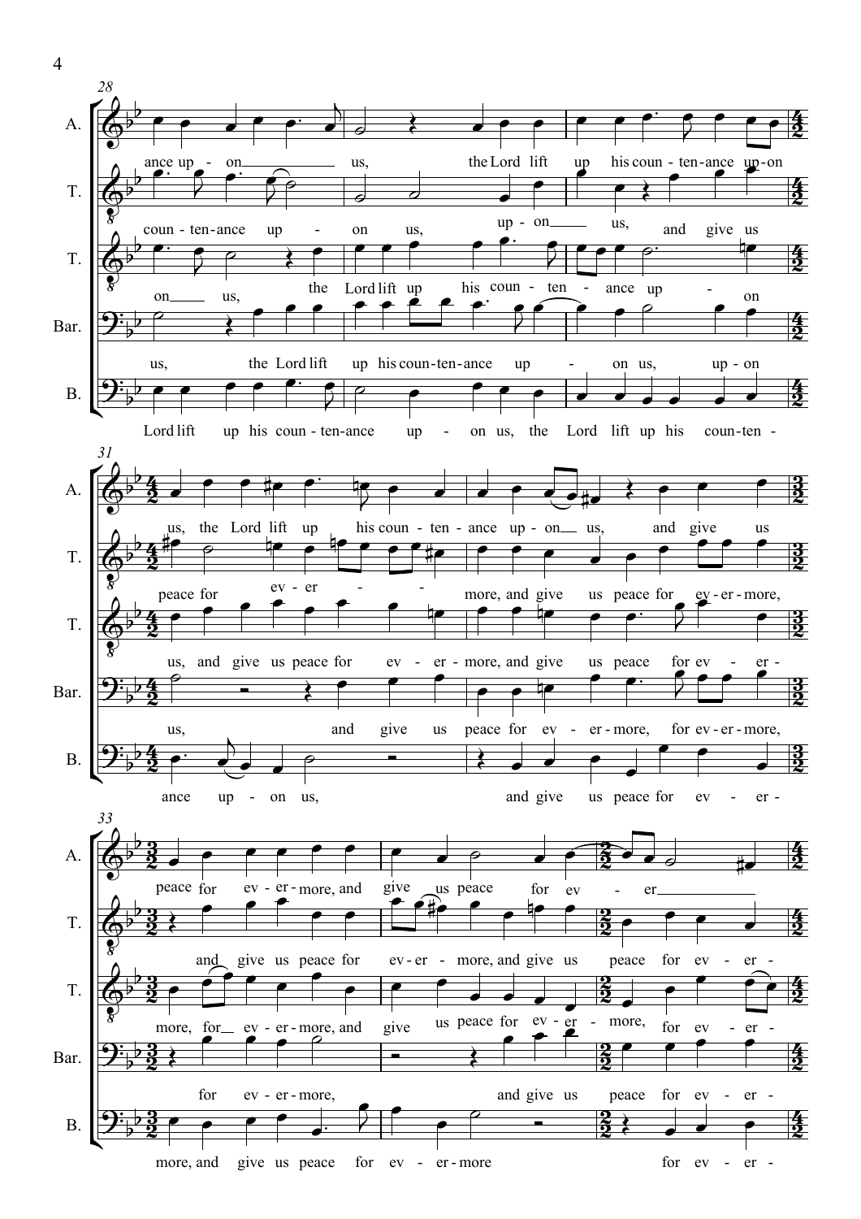**28**

A.: ance up - on us, the Lord lift up his coun - ten-ance up-on

T.: coun - ten-ance up - on us, up - on us, and give us

T.: on us, the Lord lift up his coun - ten - ance up - on

Bar.: us, the Lord lift up his coun-ten-ance up - on us, up - on

B.: Lord lift up his coun - ten-ance up - on us, the Lord lift up his coun-ten -

**31**

A.: us, the Lord lift up his coun - ten - ance up - on us, and give us

T.: peace for ev - er - - more, and give us peace for ev - er - more,

T.: us, and give us peace for ev - er - more, and give us peace for ev - er -

Bar.: us, and give us peace for ev - er - more, for ev - er - more,

B.: ance up - on us, and give us peace for ev - er -

**33**

A.: peace for ev - er - more, and give us peace for ev - er

T.: and give us peace for ev - er - more, and give us peace for ev - er -

T.: more, for ev - er - more, and give us peace for ev - er - more, for ev - er -

Bar.: for ev - er - more, and give us peace for ev - er -

B.: more, and give us peace for ev - er - more for ev - er -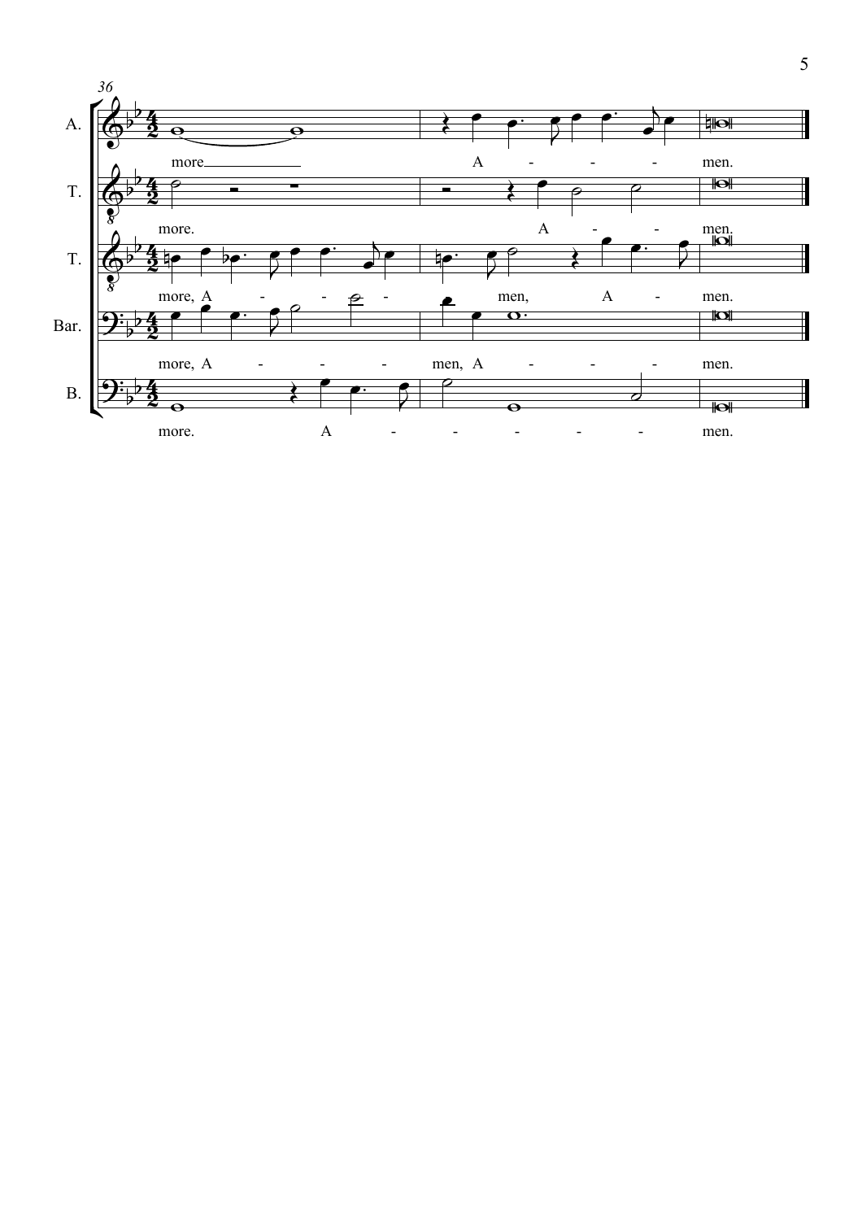36

A. more A - - - men.

T. more. A - - men.

T. more, A - - - men, A - men.

Bar. more, A - - - men, A - - - men.

B. more. A - - - - - - men.